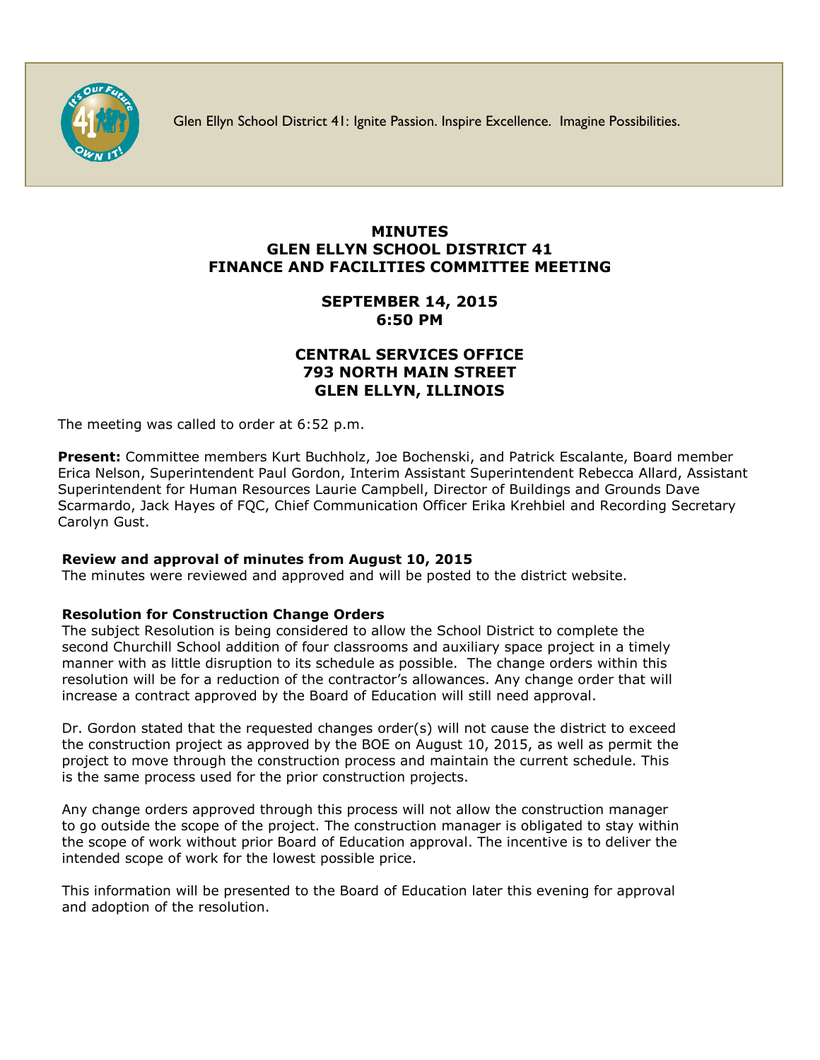Glen Ellyn School District 41: Ignite Passion. Inspire Excellence. Imagine Possibilities.

# MINUTES
# GLEN ELLYN SCHOOL DISTRICT 41
# FINANCE AND FACILITIES COMMITTEE MEETING

## SEPTEMBER 14, 2015
## 6:50 PM

## CENTRAL SERVICES OFFICE
## 793 NORTH MAIN STREET
## GLEN ELLYN, ILLINOIS

The meeting was called to order at 6:52 p.m.

**Present:** Committee members Kurt Buchholz, Joe Bochenski, and Patrick Escalante, Board member Erica Nelson, Superintendent Paul Gordon, Interim Assistant Superintendent Rebecca Allard, Assistant Superintendent for Human Resources Laurie Campbell, Director of Buildings and Grounds Dave Scarmardo, Jack Hayes of FQC, Chief Communication Officer Erika Krehbiel and Recording Secretary Carolyn Gust.

**Review and approval of minutes from August 10, 2015**
The minutes were reviewed and approved and will be posted to the district website.

**Resolution for Construction Change Orders**
The subject Resolution is being considered to allow the School District to complete the second Churchill School addition of four classrooms and auxiliary space project in a timely manner with as little disruption to its schedule as possible. The change orders within this resolution will be for a reduction of the contractor's allowances. Any change order that will increase a contract approved by the Board of Education will still need approval.

Dr. Gordon stated that the requested changes order(s) will not cause the district to exceed the construction project as approved by the BOE on August 10, 2015, as well as permit the project to move through the construction process and maintain the current schedule. This is the same process used for the prior construction projects.

Any change orders approved through this process will not allow the construction manager to go outside the scope of the project. The construction manager is obligated to stay within the scope of work without prior Board of Education approval. The incentive is to deliver the intended scope of work for the lowest possible price.

This information will be presented to the Board of Education later this evening for approval and adoption of the resolution.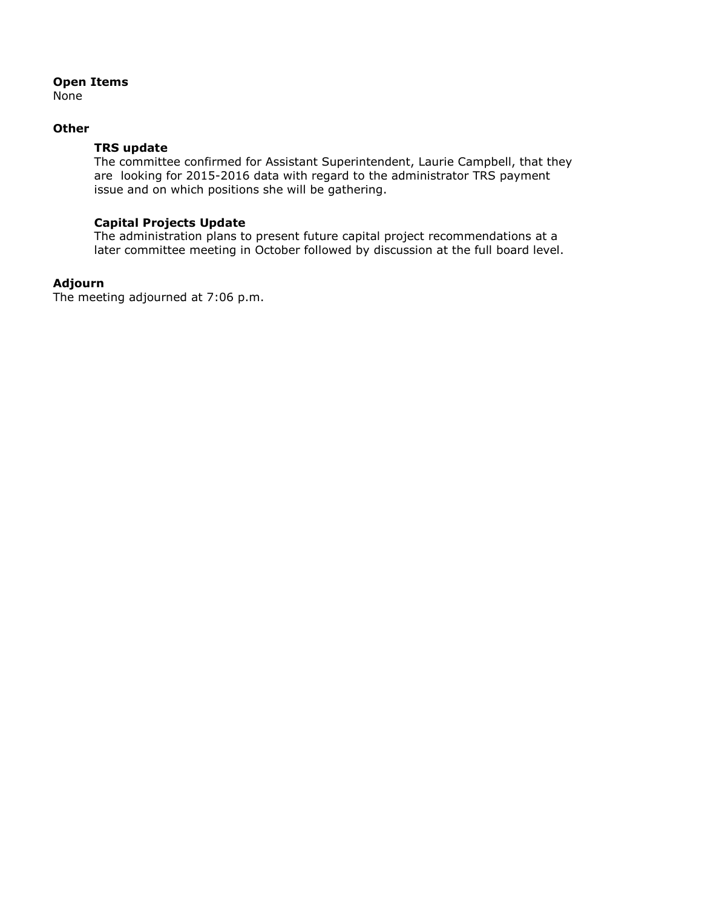**Open Items**
None

**Other**

**TRS update**
The committee confirmed for Assistant Superintendent, Laurie Campbell, that they are looking for 2015-2016 data with regard to the administrator TRS payment issue and on which positions she will be gathering.

**Capital Projects Update**
The administration plans to present future capital project recommendations at a later committee meeting in October followed by discussion at the full board level.

**Adjourn**
The meeting adjourned at 7:06 p.m.